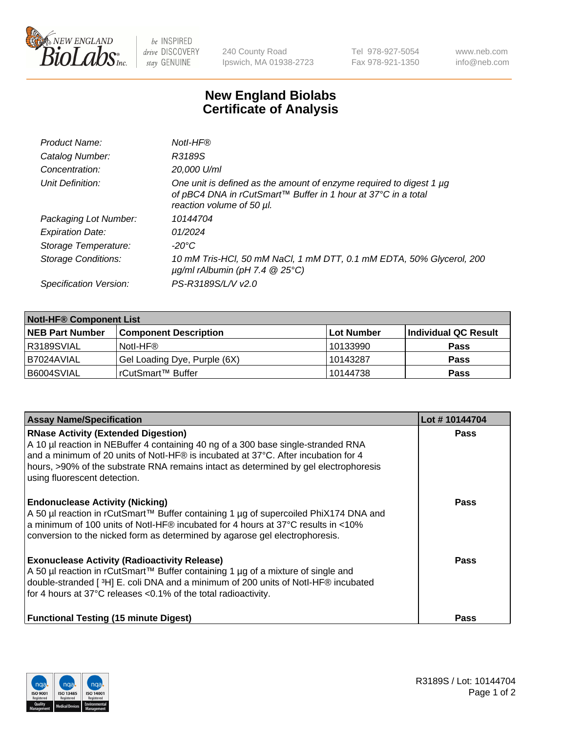240 County Road
Ipswich, MA 01938-2723

Tel 978-927-5054
Fax 978-921-1350

www.neb.com
info@neb.com

# New England Biolabs
# Certificate of Analysis

| | |
|---|---|
| *Product Name:* | *NotI-HF®* |
| *Catalog Number:* | *R3189S* |
| *Concentration:* | *20,000 U/ml* |
| *Unit Definition:* | *One unit is defined as the amount of enzyme required to digest 1 µg of pBC4 DNA in rCutSmart™ Buffer in 1 hour at 37°C in a total reaction volume of 50 µl.* |
| *Packaging Lot Number:* | *10144704* |
| *Expiration Date:* | *01/2024* |
| *Storage Temperature:* | *-20°C* |
| *Storage Conditions:* | *10 mM Tris-HCl, 50 mM NaCl, 1 mM DTT, 0.1 mM EDTA, 50% Glycerol, 200 µg/ml rAlbumin (pH 7.4 @ 25°C)* |
| *Specification Version:* | *PS-R3189S/L/V v2.0* |

| **NotI-HF® Component List** | | | |
|---|---|---|---|
| **NEB Part Number** | **Component Description** | **Lot Number** | **Individual QC Result** |
| R3189SVIAL | NotI-HF® | 10133990 | **Pass** |
| B7024AVIAL | Gel Loading Dye, Purple (6X) | 10143287 | **Pass** |
| B6004SVIAL | rCutSmart™ Buffer | 10144738 | **Pass** |

| **Assay Name/Specification** | **Lot # 10144704** |
|---|---|
| **RNase Activity (Extended Digestion)**<br>A 10 µl reaction in NEBuffer 4 containing 40 ng of a 300 base single-stranded RNA and a minimum of 20 units of NotI-HF® is incubated at 37°C. After incubation for 4 hours, >90% of the substrate RNA remains intact as determined by gel electrophoresis using fluorescent detection. | **Pass** |
| **Endonuclease Activity (Nicking)**<br>A 50 µl reaction in rCutSmart™ Buffer containing 1 µg of supercoiled PhiX174 DNA and a minimum of 100 units of NotI-HF® incubated for 4 hours at 37°C results in <10% conversion to the nicked form as determined by agarose gel electrophoresis. | **Pass** |
| **Exonuclease Activity (Radioactivity Release)**<br>A 50 µl reaction in rCutSmart™ Buffer containing 1 µg of a mixture of single and double-stranded [ $^3$H] E. coli DNA and a minimum of 200 units of NotI-HF® incubated for 4 hours at 37°C releases <0.1% of the total radioactivity. | **Pass** |
| **Functional Testing (15 minute Digest)** | **Pass** |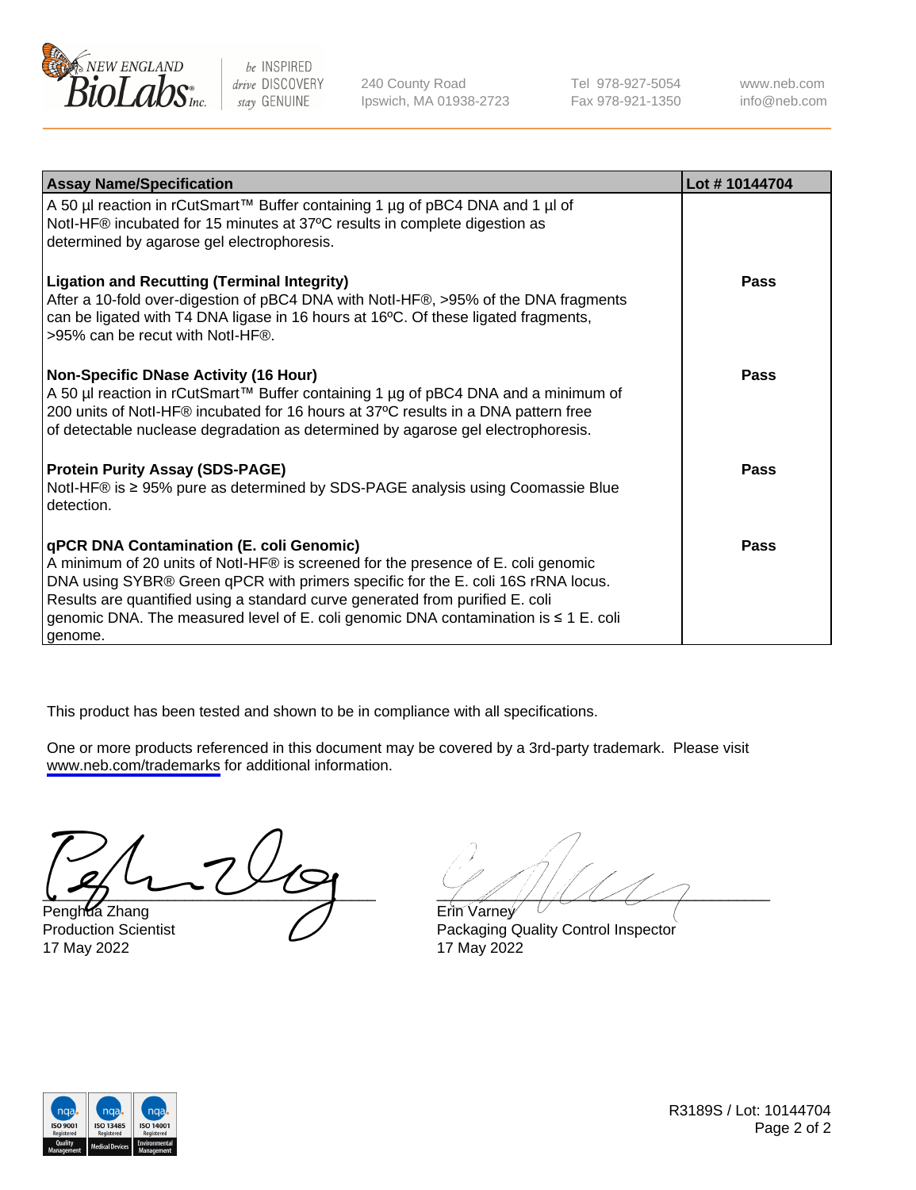NEW ENGLAND BioLabs Inc. — be INSPIRED drive DISCOVERY stay GENUINE

240 County Road
Ipswich, MA 01938-2723

Tel 978-927-5054
Fax 978-921-1350

www.neb.com
info@neb.com

| Assay Name/Specification | Lot # 10144704 |
|---|---|
| A 50 µl reaction in rCutSmart™ Buffer containing 1 µg of pBC4 DNA and 1 µl of NotI-HF® incubated for 15 minutes at 37ºC results in complete digestion as determined by agarose gel electrophoresis. | |
| **Ligation and Recutting (Terminal Integrity)**<br>After a 10-fold over-digestion of pBC4 DNA with NotI-HF®, >95% of the DNA fragments can be ligated with T4 DNA ligase in 16 hours at 16ºC. Of these ligated fragments, >95% can be recut with NotI-HF®. | **Pass** |
| **Non-Specific DNase Activity (16 Hour)**<br>A 50 µl reaction in rCutSmart™ Buffer containing 1 µg of pBC4 DNA and a minimum of 200 units of NotI-HF® incubated for 16 hours at 37ºC results in a DNA pattern free of detectable nuclease degradation as determined by agarose gel electrophoresis. | **Pass** |
| **Protein Purity Assay (SDS-PAGE)**<br>NotI-HF® is ≥ 95% pure as determined by SDS-PAGE analysis using Coomassie Blue detection. | **Pass** |
| **qPCR DNA Contamination (E. coli Genomic)**<br>A minimum of 20 units of NotI-HF® is screened for the presence of E. coli genomic DNA using SYBR® Green qPCR with primers specific for the E. coli 16S rRNA locus. Results are quantified using a standard curve generated from purified E. coli genomic DNA. The measured level of E. coli genomic DNA contamination is ≤ 1 E. coli genome. | **Pass** |

This product has been tested and shown to be in compliance with all specifications.

One or more products referenced in this document may be covered by a 3rd-party trademark. Please visit www.neb.com/trademarks for additional information.

Penghua Zhang
Production Scientist
17 May 2022

Erin Varney
Packaging Quality Control Inspector
17 May 2022

R3189S / Lot: 10144704